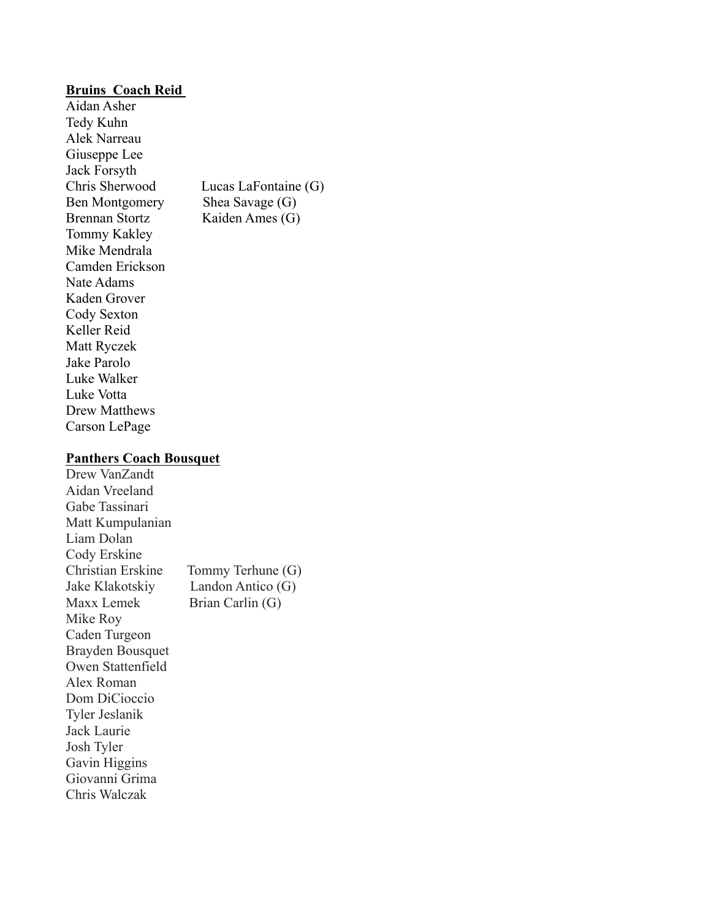**Bruins Coach Reid**

Aidan Asher
Tedy Kuhn
Alek Narreau
Giuseppe Lee
Jack Forsyth
Chris Sherwood
Ben Montgomery
Brennan Stortz
Tommy Kakley
Mike Mendrala
Camden Erickson
Nate Adams
Kaden Grover
Cody Sexton
Keller Reid
Matt Ryczek
Jake Parolo
Luke Walker
Luke Votta
Drew Matthews
Carson LePage

Lucas LaFontaine (G)
Shea Savage (G)
Kaiden Ames (G)

**Panthers Coach Bousquet**

Drew VanZandt
Aidan Vreeland
Gabe Tassinari
Matt Kumpulanian
Liam Dolan
Cody Erskine
Christian Erskine
Jake Klakotskiy
Maxx Lemek
Mike Roy
Caden Turgeon
Brayden Bousquet
Owen Stattenfield
Alex Roman
Dom DiCioccio
Tyler Jeslanik
Jack Laurie
Josh Tyler
Gavin Higgins
Giovanni Grima
Chris Walczak

Tommy Terhune (G)
Landon Antico (G)
Brian Carlin (G)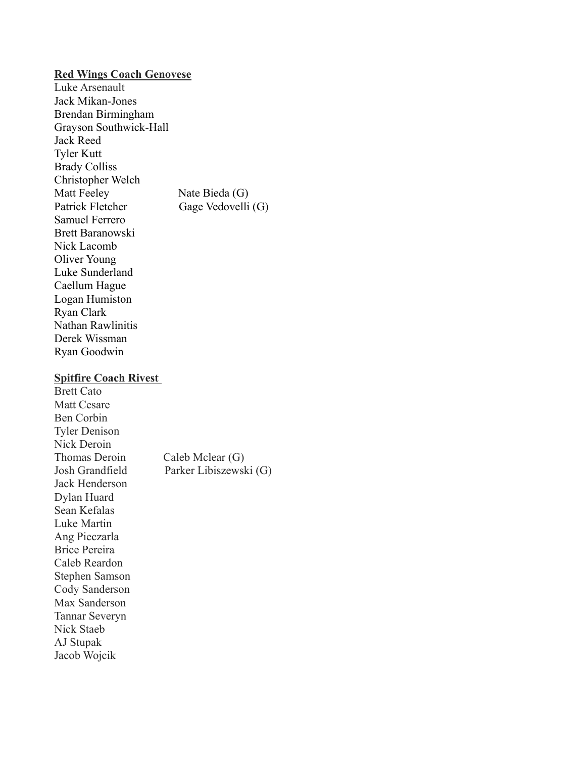**Red Wings Coach Genovese**

Luke Arsenault
Jack Mikan-Jones
Brendan Birmingham
Grayson Southwick-Hall
Jack Reed
Tyler Kutt
Brady Colliss
Christopher Welch
Matt Feeley
Patrick Fletcher
Samuel Ferrero
Brett Baranowski
Nick Lacomb
Oliver Young
Luke Sunderland
Caellum Hague
Logan Humiston
Ryan Clark
Nathan Rawlinitis
Derek Wissman
Ryan Goodwin

Nate Bieda (G)
Gage Vedovelli (G)

**Spitfire Coach Rivest**

Brett Cato
Matt Cesare
Ben Corbin
Tyler Denison
Nick Deroin
Thomas Deroin
Josh Grandfield
Jack Henderson
Dylan Huard
Sean Kefalas
Luke Martin
Ang Pieczarla
Brice Pereira
Caleb Reardon
Stephen Samson
Cody Sanderson
Max Sanderson
Tannar Severyn
Nick Staeb
AJ Stupak
Jacob Wojcik

Caleb Mclear (G)
Parker Libiszewski (G)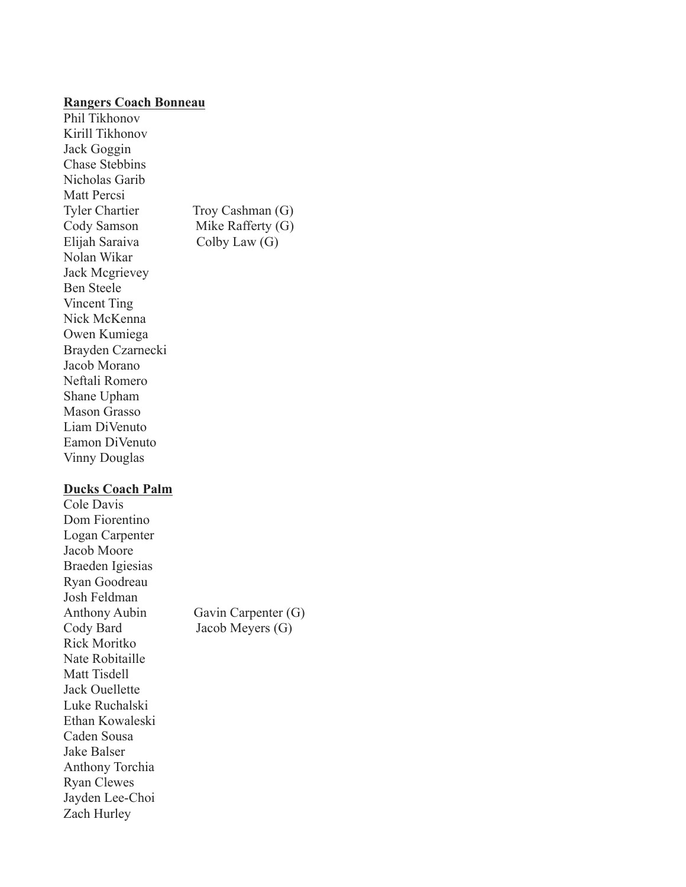**<u>Rangers Coach Bonneau</u>**

Phil Tikhonov
Kirill Tikhonov
Jack Goggin
Chase Stebbins
Nicholas Garib
Matt Percsi
Tyler Chartier
Cody Samson
Elijah Saraiva
Nolan Wikar
Jack Mcgrievey
Ben Steele
Vincent Ting
Nick McKenna
Owen Kumiega
Brayden Czarnecki
Jacob Morano
Neftali Romero
Shane Upham
Mason Grasso
Liam DiVenuto
Eamon DiVenuto
Vinny Douglas

Troy Cashman (G)
Mike Rafferty (G)
Colby Law (G)

**<u>Ducks Coach Palm</u>**

Cole Davis
Dom Fiorentino
Logan Carpenter
Jacob Moore
Braeden Igiesias
Ryan Goodreau
Josh Feldman
Anthony Aubin
Cody Bard
Rick Moritko
Nate Robitaille
Matt Tisdell
Jack Ouellette
Luke Ruchalski
Ethan Kowaleski
Caden Sousa
Jake Balser
Anthony Torchia
Ryan Clewes
Jayden Lee-Choi
Zach Hurley

Gavin Carpenter (G)
Jacob Meyers (G)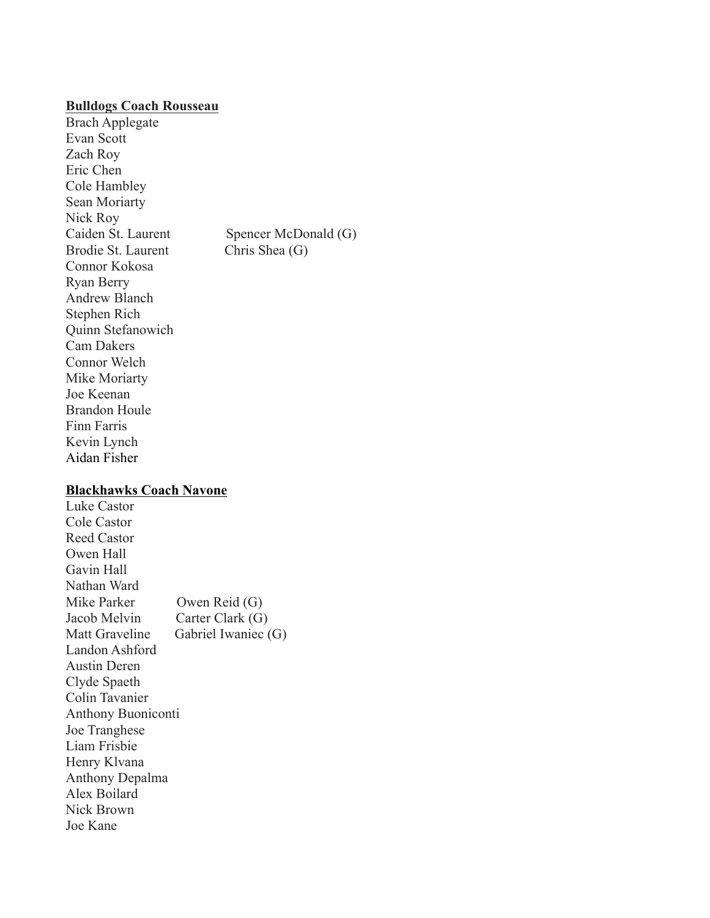**Bulldogs Coach Rousseau**

Brach Applegate
Evan Scott
Zach Roy
Eric Chen
Cole Hambley
Sean Moriarty
Nick Roy
Caiden St. Laurent
Brodie St. Laurent
Connor Kokosa
Ryan Berry
Andrew Blanch
Stephen Rich
Quinn Stefanowich
Cam Dakers
Connor Welch
Mike Moriarty
Joe Keenan
Brandon Houle
Finn Farris
Kevin Lynch
Aidan Fisher

Spencer McDonald (G)
Chris Shea (G)

**Blackhawks Coach Navone**

Luke Castor
Cole Castor
Reed Castor
Owen Hall
Gavin Hall
Nathan Ward
Mike Parker
Jacob Melvin
Matt Graveline
Landon Ashford
Austin Deren
Clyde Spaeth
Colin Tavanier
Anthony Buoniconti
Joe Tranghese
Liam Frisbie
Henry Klvana
Anthony Depalma
Alex Boilard
Nick Brown
Joe Kane

Owen Reid (G)
Carter Clark (G)
Gabriel Iwaniec (G)